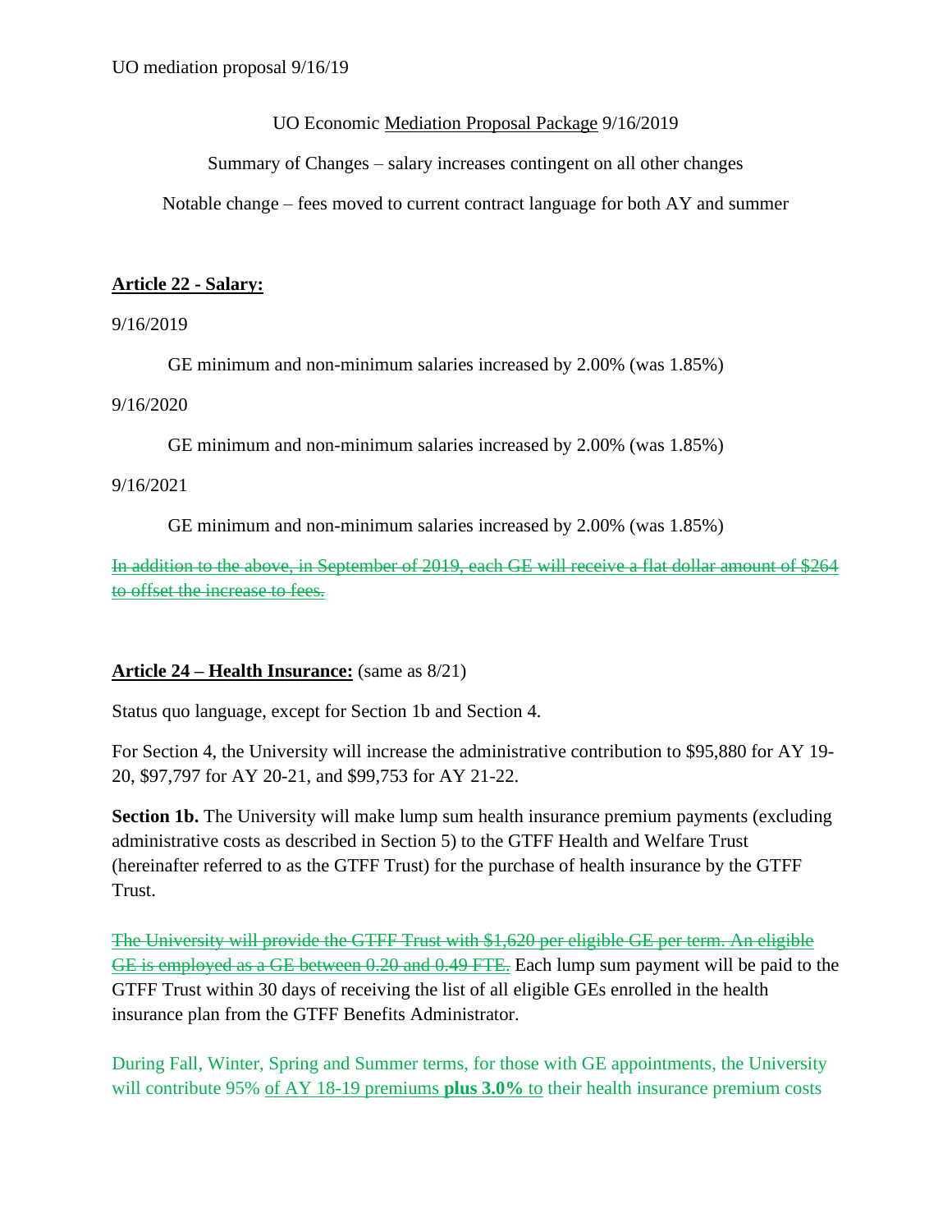UO mediation proposal 9/16/19

UO Economic Mediation Proposal Package 9/16/2019

Summary of Changes – salary increases contingent on all other changes

Notable change – fees moved to current contract language for both AY and summer

**Article 22 - Salary:**

9/16/2019

GE minimum and non-minimum salaries increased by 2.00% (was 1.85%)

9/16/2020

GE minimum and non-minimum salaries increased by 2.00% (was 1.85%)

9/16/2021

GE minimum and non-minimum salaries increased by 2.00% (was 1.85%)

~~In addition to the above, in September of 2019, each GE will receive a flat dollar amount of $264 to offset the increase to fees.~~

**Article 24 – Health Insurance:** (same as 8/21)

Status quo language, except for Section 1b and Section 4.

For Section 4, the University will increase the administrative contribution to $95,880 for AY 19-20, $97,797 for AY 20-21, and $99,753 for AY 21-22.

**Section 1b.** The University will make lump sum health insurance premium payments (excluding administrative costs as described in Section 5) to the GTFF Health and Welfare Trust (hereinafter referred to as the GTFF Trust) for the purchase of health insurance by the GTFF Trust.

~~The University will provide the GTFF Trust with $1,620 per eligible GE per term. An eligible GE is employed as a GE between 0.20 and 0.49 FTE.~~ Each lump sum payment will be paid to the GTFF Trust within 30 days of receiving the list of all eligible GEs enrolled in the health insurance plan from the GTFF Benefits Administrator.

During Fall, Winter, Spring and Summer terms, for those with GE appointments, the University will contribute 95% of AY 18-19 premiums **plus 3.0%** to their health insurance premium costs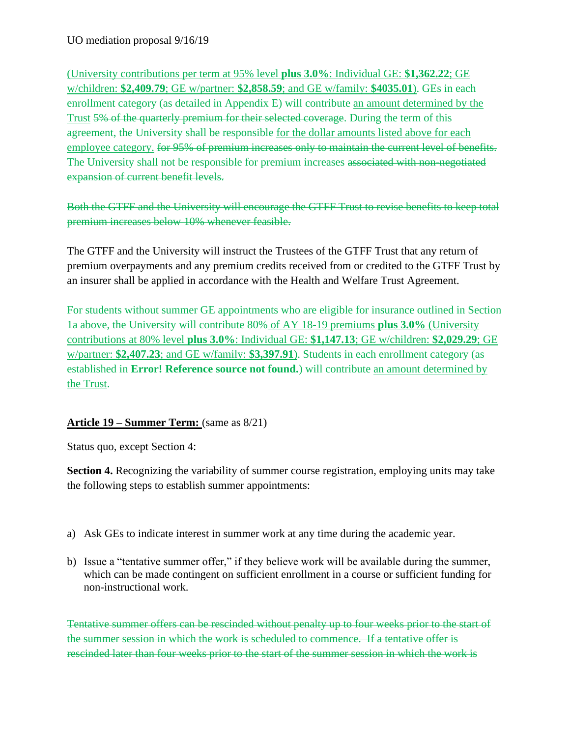UO mediation proposal 9/16/19

(University contributions per term at 95% level **plus 3.0%**: Individual GE: **$1,362.22**; GE w/children: **$2,409.79**; GE w/partner: **$2,858.59**; and GE w/family: **$4035.01**). GEs in each enrollment category (as detailed in Appendix E) will contribute an amount determined by the Trust ~~5% of the quarterly premium for their selected coverage~~. During the term of this agreement, the University shall be responsible for the dollar amounts listed above for each employee category. ~~for 95% of premium increases only to maintain the current level of benefits.~~ The University shall not be responsible for premium increases ~~associated with non-negotiated expansion of current benefit levels.~~

~~Both the GTFF and the University will encourage the GTFF Trust to revise benefits to keep total premium increases below 10% whenever feasible.~~

The GTFF and the University will instruct the Trustees of the GTFF Trust that any return of premium overpayments and any premium credits received from or credited to the GTFF Trust by an insurer shall be applied in accordance with the Health and Welfare Trust Agreement.

For students without summer GE appointments who are eligible for insurance outlined in Section 1a above, the University will contribute 80% of AY 18-19 premiums **plus 3.0%** (University contributions at 80% level **plus 3.0%**: Individual GE: **$1,147.13**; GE w/children: **$2,029.29**; GE w/partner: **$2,407.23**; and GE w/family: **$3,397.91**). Students in each enrollment category (as established in **Error! Reference source not found.**) will contribute an amount determined by the Trust.

**Article 19 – Summer Term:** (same as 8/21)

Status quo, except Section 4:

**Section 4.** Recognizing the variability of summer course registration, employing units may take the following steps to establish summer appointments:

a) Ask GEs to indicate interest in summer work at any time during the academic year.

b) Issue a "tentative summer offer," if they believe work will be available during the summer, which can be made contingent on sufficient enrollment in a course or sufficient funding for non-instructional work.

~~Tentative summer offers can be rescinded without penalty up to four weeks prior to the start of the summer session in which the work is scheduled to commence. If a tentative offer is rescinded later than four weeks prior to the start of the summer session in which the work is~~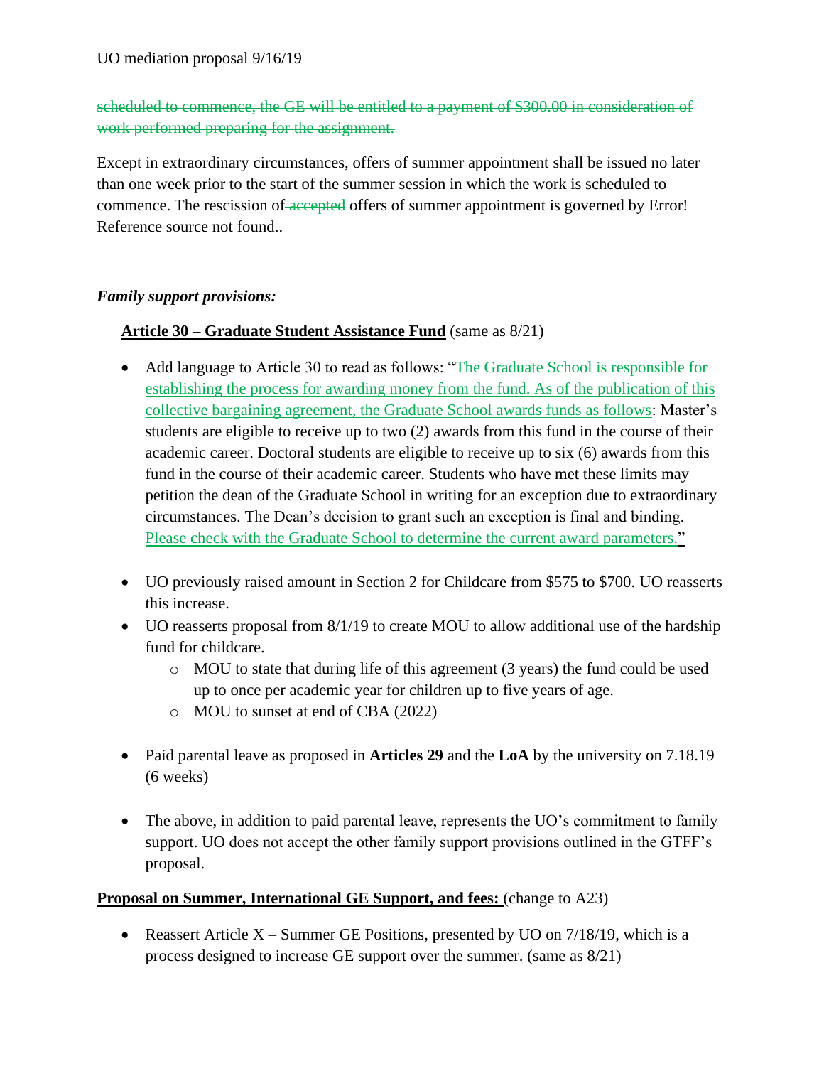~~scheduled to commence, the GE will be entitled to a payment of $300.00 in consideration of work performed preparing for the assignment.~~

Except in extraordinary circumstances, offers of summer appointment shall be issued no later than one week prior to the start of the summer session in which the work is scheduled to commence. The rescission of ~~accepted~~ offers of summer appointment is governed by Error! Reference source not found..

***Family support provisions:***

**Article 30 – Graduate Student Assistance Fund** (same as 8/21)

- Add language to Article 30 to read as follows: "<u>The Graduate School is responsible for establishing the process for awarding money from the fund. As of the publication of this collective bargaining agreement, the Graduate School awards funds as follows</u>: Master's students are eligible to receive up to two (2) awards from this fund in the course of their academic career. Doctoral students are eligible to receive up to six (6) awards from this fund in the course of their academic career. Students who have met these limits may petition the dean of the Graduate School in writing for an exception due to extraordinary circumstances. The Dean's decision to grant such an exception is final and binding. <u>Please check with the Graduate School to determine the current award parameters.</u>"

- UO previously raised amount in Section 2 for Childcare from $575 to $700. UO reasserts this increase.
- UO reasserts proposal from 8/1/19 to create MOU to allow additional use of the hardship fund for childcare.
  - MOU to state that during life of this agreement (3 years) the fund could be used up to once per academic year for children up to five years of age.
  - MOU to sunset at end of CBA (2022)

- Paid parental leave as proposed in **Articles 29** and the **LoA** by the university on 7.18.19 (6 weeks)

- The above, in addition to paid parental leave, represents the UO's commitment to family support. UO does not accept the other family support provisions outlined in the GTFF's proposal.

**Proposal on Summer, International GE Support, and fees:** (change to A23)

- Reassert Article X – Summer GE Positions, presented by UO on 7/18/19, which is a process designed to increase GE support over the summer. (same as 8/21)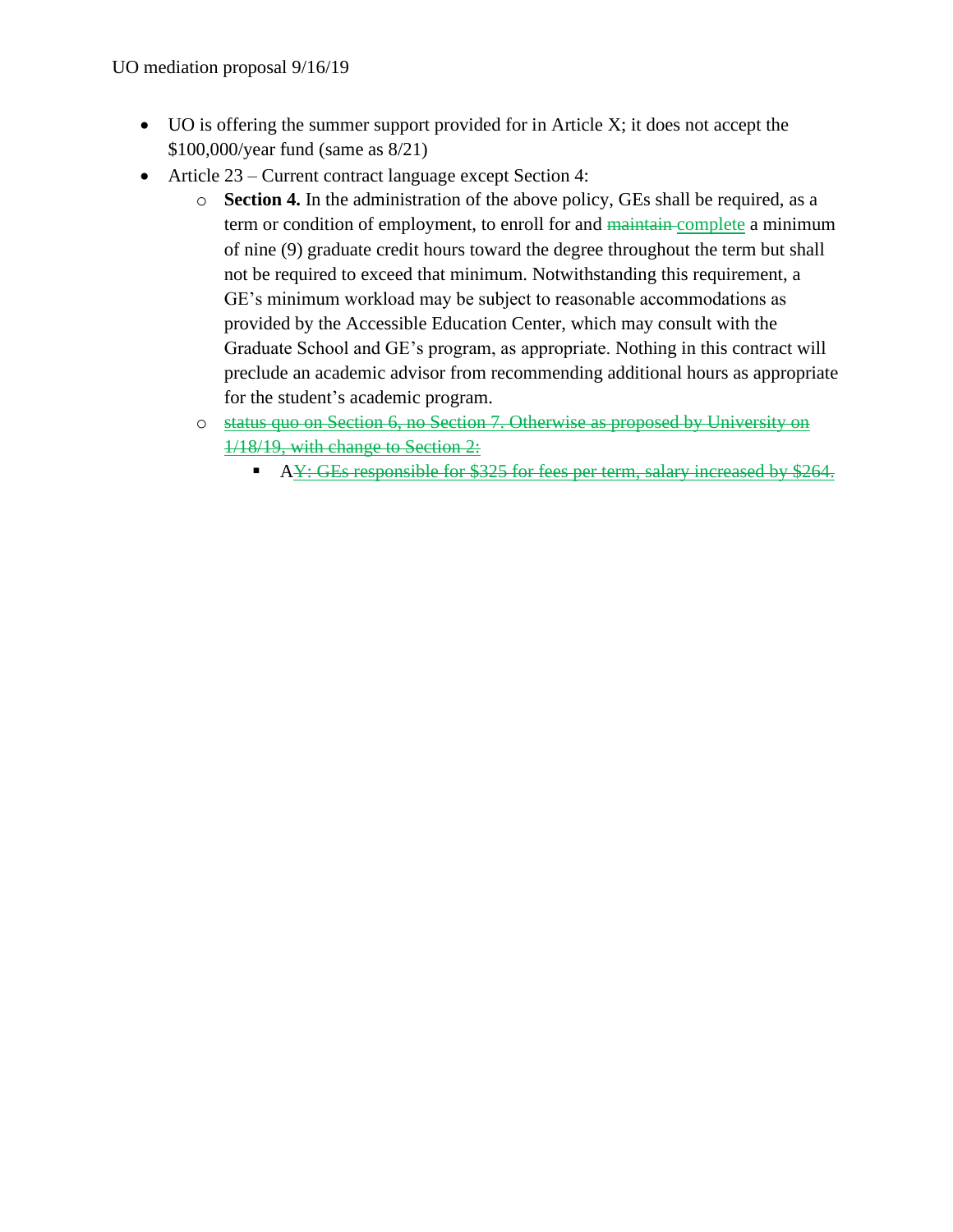UO mediation proposal 9/16/19

- UO is offering the summer support provided for in Article X; it does not accept the $100,000/year fund (same as 8/21)
- Article 23 – Current contract language except Section 4:
  - **Section 4.** In the administration of the above policy, GEs shall be required, as a term or condition of employment, to enroll for and ~~maintain~~ complete a minimum of nine (9) graduate credit hours toward the degree throughout the term but shall not be required to exceed that minimum. Notwithstanding this requirement, a GE's minimum workload may be subject to reasonable accommodations as provided by the Accessible Education Center, which may consult with the Graduate School and GE's program, as appropriate. Nothing in this contract will preclude an academic advisor from recommending additional hours as appropriate for the student's academic program.
  - ~~status quo on Section 6, no Section 7. Otherwise as proposed by University on 1/18/19, with change to Section 2:~~
    - A~~Y: GEs responsible for $325 for fees per term, salary increased by $264.~~